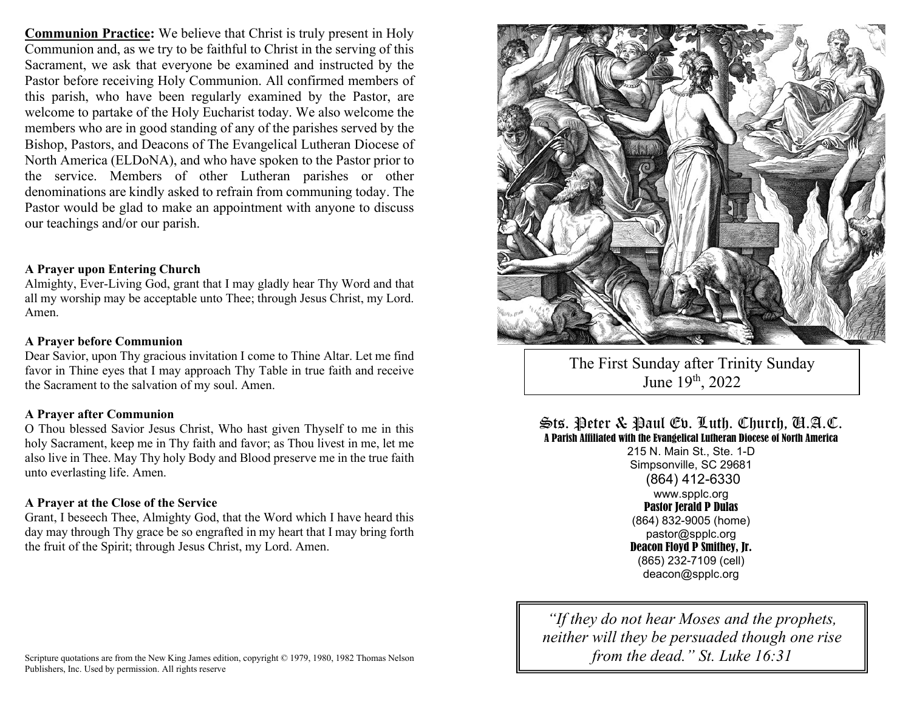**Communion Practice:** We believe that Christ is truly present in Holy Communion and, as we try to be faithful to Christ in the serving of this Sacrament, we ask that everyone be examined and instructed by the Pastor before receiving Holy Communion. All confirmed members of this parish, who have been regularly examined by the Pastor, are welcome to partake of the Holy Eucharist today. We also welcome the members who are in good standing of any of the parishes served by the Bishop, Pastors, and Deacons of The Evangelical Lutheran Diocese of North America (ELDoNA), and who have spoken to the Pastor prior to the service. Members of other Lutheran parishes or other denominations are kindly asked to refrain from communing today. The Pastor would be glad to make an appointment with anyone to discuss our teachings and/or our parish.

**A Prayer upon Entering Church**
Almighty, Ever-Living God, grant that I may gladly hear Thy Word and that all my worship may be acceptable unto Thee; through Jesus Christ, my Lord. Amen.

**A Prayer before Communion**
Dear Savior, upon Thy gracious invitation I come to Thine Altar. Let me find favor in Thine eyes that I may approach Thy Table in true faith and receive the Sacrament to the salvation of my soul. Amen.

**A Prayer after Communion**
O Thou blessed Savior Jesus Christ, Who hast given Thyself to me in this holy Sacrament, keep me in Thy faith and favor; as Thou livest in me, let me also live in Thee. May Thy holy Body and Blood preserve me in the true faith unto everlasting life. Amen.

**A Prayer at the Close of the Service**
Grant, I beseech Thee, Almighty God, that the Word which I have heard this day may through Thy grace be so engrafted in my heart that I may bring forth the fruit of the Spirit; through Jesus Christ, my Lord. Amen.

Scripture quotations are from the New King James edition, copyright © 1979, 1980, 1982 Thomas Nelson Publishers, Inc. Used by permission. All rights reserve

The First Sunday after Trinity Sunday
June 19th, 2022

# Sts. Peter & Paul Ev. Luth. Church, U.A.C.

**A Parish Affiliated with the Evangelical Lutheran Diocese of North America**

215 N. Main St., Ste. 1-D
Simpsonville, SC 29681
(864) 412-6330
www.spplc.org

**Pastor Jerald P Dulas**
(864) 832-9005 (home)
pastor@spplc.org

**Deacon Floyd P Smithey, Jr.**
(865) 232-7109 (cell)
deacon@spplc.org

*"If they do not hear Moses and the prophets, neither will they be persuaded though one rise from the dead." St. Luke 16:31*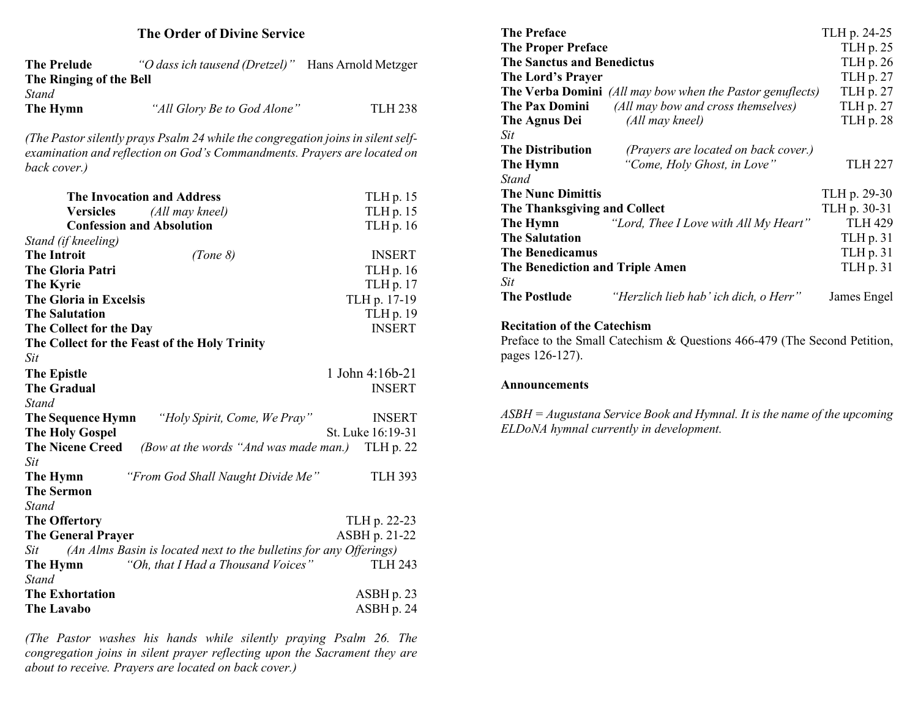## The Order of Divine Service

**The Prelude** *"O dass ich tausend (Dretzel)"* Hans Arnold Metzger
**The Ringing of the Bell**
*Stand*
**The Hymn** *"All Glory Be to God Alone"* TLH 238

*(The Pastor silently prays Psalm 24 while the congregation joins in silent self-examination and reflection on God's Commandments. Prayers are located on back cover.)*

**The Invocation and Address** TLH p. 15
**Versicles** *(All may kneel)* TLH p. 15
**Confession and Absolution** TLH p. 16
*Stand (if kneeling)*
**The Introit** *(Tone 8)* INSERT
**The Gloria Patri** TLH p. 16
**The Kyrie** TLH p. 17
**The Gloria in Excelsis** TLH p. 17-19
**The Salutation** TLH p. 19
**The Collect for the Day** INSERT
**The Collect for the Feast of the Holy Trinity**
*Sit*
**The Epistle** 1 John 4:16b-21
**The Gradual** INSERT
*Stand*
**The Sequence Hymn** *"Holy Spirit, Come, We Pray"* INSERT
**The Holy Gospel** St. Luke 16:19-31
**The Nicene Creed** *(Bow at the words "And was made man.)* TLH p. 22
*Sit*
**The Hymn** *"From God Shall Naught Divide Me"* TLH 393
**The Sermon**
*Stand*
**The Offertory** TLH p. 22-23
**The General Prayer** ASBH p. 21-22
*Sit (An Alms Basin is located next to the bulletins for any Offerings)*
**The Hymn** *"Oh, that I Had a Thousand Voices"* TLH 243
*Stand*
**The Exhortation** ASBH p. 23
**The Lavabo** ASBH p. 24

*(The Pastor washes his hands while silently praying Psalm 26. The congregation joins in silent prayer reflecting upon the Sacrament they are about to receive. Prayers are located on back cover.)*

**The Preface** TLH p. 24-25
**The Proper Preface** TLH p. 25
**The Sanctus and Benedictus** TLH p. 26
**The Lord's Prayer** TLH p. 27
**The Verba Domini** *(All may bow when the Pastor genuflects)* TLH p. 27
**The Pax Domini** *(All may bow and cross themselves)* TLH p. 27
**The Agnus Dei** *(All may kneel)* TLH p. 28
*Sit*
**The Distribution** *(Prayers are located on back cover.)*
**The Hymn** *"Come, Holy Ghost, in Love"* TLH 227
*Stand*
**The Nunc Dimittis** TLH p. 29-30
**The Thanksgiving and Collect** TLH p. 30-31
**The Hymn** *"Lord, Thee I Love with All My Heart"* TLH 429
**The Salutation** TLH p. 31
**The Benedicamus** TLH p. 31
**The Benediction and Triple Amen** TLH p. 31
*Sit*
**The Postlude** *"Herzlich lieb hab' ich dich, o Herr"* James Engel

**Recitation of the Catechism**
Preface to the Small Catechism & Questions 466-479 (The Second Petition, pages 126-127).

**Announcements**

*ASBH = Augustana Service Book and Hymnal. It is the name of the upcoming ELDoNA hymnal currently in development.*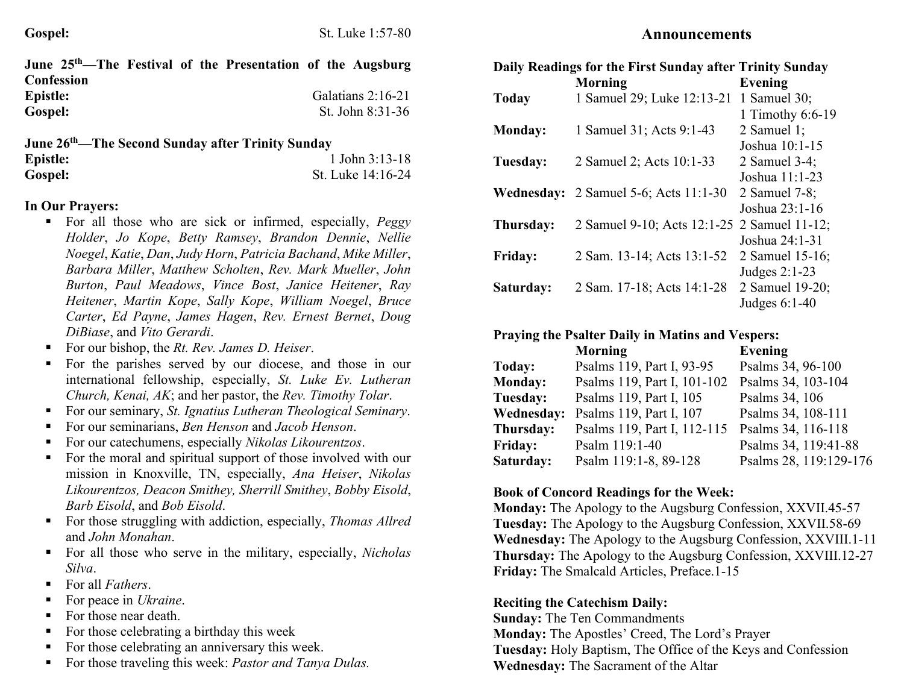**Gospel:** St. Luke 1:57-80

**June 25th—The Festival of the Presentation of the Augsburg Confession**
**Epistle:** Galatians 2:16-21
**Gospel:** St. John 8:31-36

**June 26th—The Second Sunday after Trinity Sunday**
**Epistle:** 1 John 3:13-18
**Gospel:** St. Luke 14:16-24

**In Our Prayers:**

- For all those who are sick or infirmed, especially, *Peggy Holder*, *Jo Kope*, *Betty Ramsey*, *Brandon Dennie*, *Nellie Noegel*, *Katie*, *Dan*, *Judy Horn*, *Patricia Bachand*, *Mike Miller*, *Barbara Miller*, *Matthew Scholten*, *Rev. Mark Mueller*, *John Burton*, *Paul Meadows*, *Vince Bost*, *Janice Heitener*, *Ray Heitener*, *Martin Kope*, *Sally Kope*, *William Noegel*, *Bruce Carter*, *Ed Payne*, *James Hagen*, *Rev. Ernest Bernet*, *Doug DiBiase*, and *Vito Gerardi*.
- For our bishop, the *Rt. Rev. James D. Heiser*.
- For the parishes served by our diocese, and those in our international fellowship, especially, *St. Luke Ev. Lutheran Church, Kenai, AK*; and her pastor, the *Rev. Timothy Tolar*.
- For our seminary, *St. Ignatius Lutheran Theological Seminary*.
- For our seminarians, *Ben Henson* and *Jacob Henson*.
- For our catechumens, especially *Nikolas Likourentzos*.
- For the moral and spiritual support of those involved with our mission in Knoxville, TN, especially, *Ana Heiser*, *Nikolas Likourentzos, Deacon Smithey, Sherrill Smithey*, *Bobby Eisold*, *Barb Eisold*, and *Bob Eisold*.
- For those struggling with addiction, especially, *Thomas Allred* and *John Monahan*.
- For all those who serve in the military, especially, *Nicholas Silva*.
- For all *Fathers*.
- For peace in *Ukraine*.
- For those near death.
- For those celebrating a birthday this week
- For those celebrating an anniversary this week.
- For those traveling this week: *Pastor and Tanya Dulas.*

# Announcements

**Daily Readings for the First Sunday after Trinity Sunday**

| | **Morning** | **Evening** |
|---|---|---|
| **Today** | 1 Samuel 29; Luke 12:13-21 | 1 Samuel 30; 1 Timothy 6:6-19 |
| **Monday:** | 1 Samuel 31; Acts 9:1-43 | 2 Samuel 1; Joshua 10:1-15 |
| **Tuesday:** | 2 Samuel 2; Acts 10:1-33 | 2 Samuel 3-4; Joshua 11:1-23 |
| **Wednesday:** | 2 Samuel 5-6; Acts 11:1-30 | 2 Samuel 7-8; Joshua 23:1-16 |
| **Thursday:** | 2 Samuel 9-10; Acts 12:1-25 | 2 Samuel 11-12; Joshua 24:1-31 |
| **Friday:** | 2 Sam. 13-14; Acts 13:1-52 | 2 Samuel 15-16; Judges 2:1-23 |
| **Saturday:** | 2 Sam. 17-18; Acts 14:1-28 | 2 Samuel 19-20; Judges 6:1-40 |

**Praying the Psalter Daily in Matins and Vespers:**

| | **Morning** | **Evening** |
|---|---|---|
| **Today:** | Psalms 119, Part I, 93-95 | Psalms 34, 96-100 |
| **Monday:** | Psalms 119, Part I, 101-102 | Psalms 34, 103-104 |
| **Tuesday:** | Psalms 119, Part I, 105 | Psalms 34, 106 |
| **Wednesday:** | Psalms 119, Part I, 107 | Psalms 34, 108-111 |
| **Thursday:** | Psalms 119, Part I, 112-115 | Psalms 34, 116-118 |
| **Friday:** | Psalm 119:1-40 | Psalms 34, 119:41-88 |
| **Saturday:** | Psalm 119:1-8, 89-128 | Psalms 28, 119:129-176 |

**Book of Concord Readings for the Week:**
**Monday:** The Apology to the Augsburg Confession, XXVII.45-57
**Tuesday:** The Apology to the Augsburg Confession, XXVII.58-69
**Wednesday:** The Apology to the Augsburg Confession, XXVIII.1-11
**Thursday:** The Apology to the Augsburg Confession, XXVIII.12-27
**Friday:** The Smalcald Articles, Preface.1-15

**Reciting the Catechism Daily:**
**Sunday:** The Ten Commandments
**Monday:** The Apostles' Creed, The Lord's Prayer
**Tuesday:** Holy Baptism, The Office of the Keys and Confession
**Wednesday:** The Sacrament of the Altar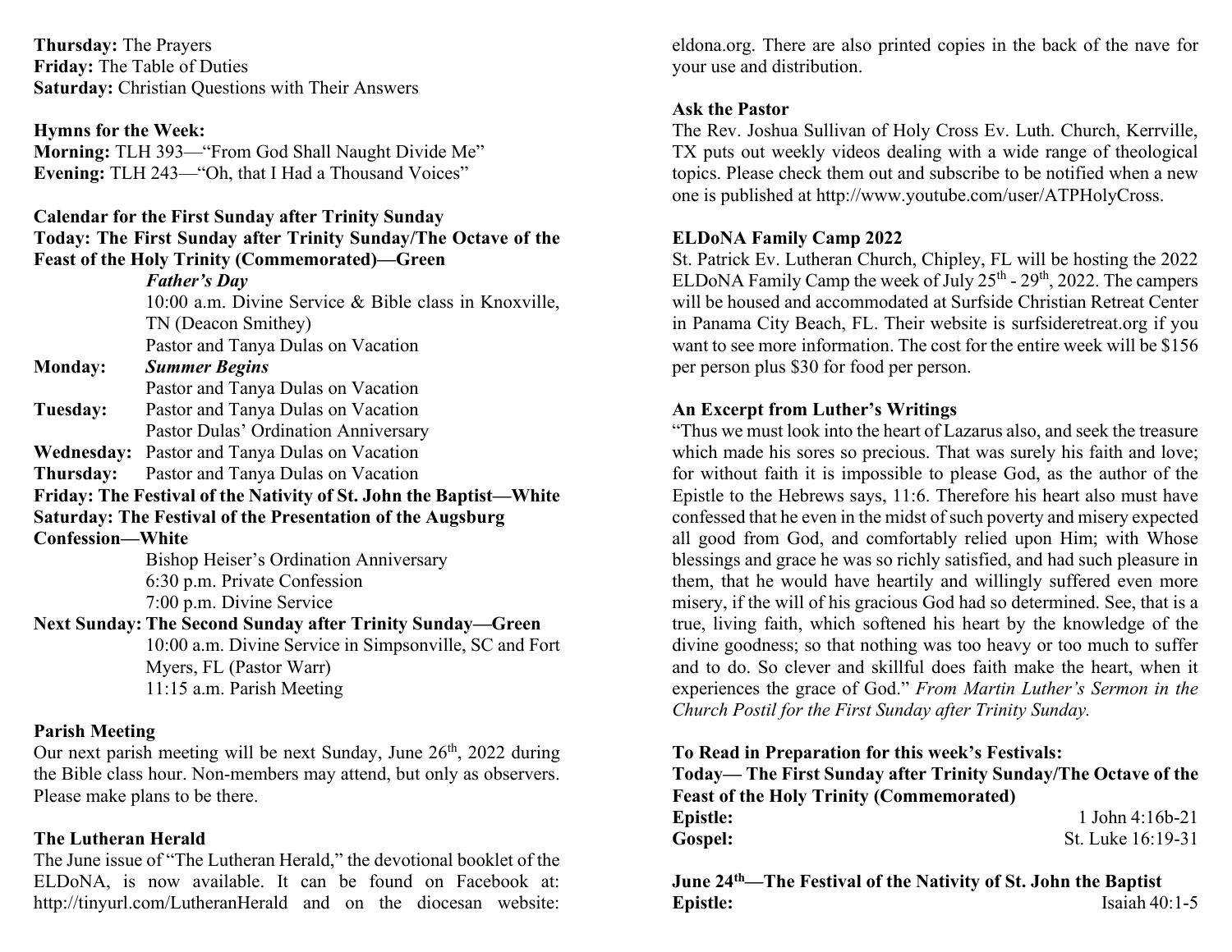**Thursday:** The Prayers
**Friday:** The Table of Duties
**Saturday:** Christian Questions with Their Answers

**Hymns for the Week:**
**Morning:** TLH 393—"From God Shall Naught Divide Me"
**Evening:** TLH 243—"Oh, that I Had a Thousand Voices"

**Calendar for the First Sunday after Trinity Sunday**
**Today: The First Sunday after Trinity Sunday/The Octave of the Feast of the Holy Trinity (Commemorated)—Green**

*Father's Day*
10:00 a.m. Divine Service & Bible class in Knoxville, TN (Deacon Smithey)
Pastor and Tanya Dulas on Vacation

**Monday:** *Summer Begins*
Pastor and Tanya Dulas on Vacation

**Tuesday:** Pastor and Tanya Dulas on Vacation
Pastor Dulas' Ordination Anniversary

**Wednesday:** Pastor and Tanya Dulas on Vacation

**Thursday:** Pastor and Tanya Dulas on Vacation

**Friday: The Festival of the Nativity of St. John the Baptist—White**

**Saturday: The Festival of the Presentation of the Augsburg Confession—White**
Bishop Heiser's Ordination Anniversary
6:30 p.m. Private Confession
7:00 p.m. Divine Service

**Next Sunday: The Second Sunday after Trinity Sunday—Green**
10:00 a.m. Divine Service in Simpsonville, SC and Fort Myers, FL (Pastor Warr)
11:15 a.m. Parish Meeting

**Parish Meeting**
Our next parish meeting will be next Sunday, June 26th, 2022 during the Bible class hour. Non-members may attend, but only as observers. Please make plans to be there.

**The Lutheran Herald**
The June issue of "The Lutheran Herald," the devotional booklet of the ELDoNA, is now available. It can be found on Facebook at: http://tinyurl.com/LutheranHerald and on the diocesan website: eldona.org. There are also printed copies in the back of the nave for your use and distribution.

**Ask the Pastor**
The Rev. Joshua Sullivan of Holy Cross Ev. Luth. Church, Kerrville, TX puts out weekly videos dealing with a wide range of theological topics. Please check them out and subscribe to be notified when a new one is published at http://www.youtube.com/user/ATPHolyCross.

**ELDoNA Family Camp 2022**
St. Patrick Ev. Lutheran Church, Chipley, FL will be hosting the 2022 ELDoNA Family Camp the week of July 25th - 29th, 2022. The campers will be housed and accommodated at Surfside Christian Retreat Center in Panama City Beach, FL. Their website is surfsideretreat.org if you want to see more information. The cost for the entire week will be $156 per person plus $30 for food per person.

**An Excerpt from Luther's Writings**
"Thus we must look into the heart of Lazarus also, and seek the treasure which made his sores so precious. That was surely his faith and love; for without faith it is impossible to please God, as the author of the Epistle to the Hebrews says, 11:6. Therefore his heart also must have confessed that he even in the midst of such poverty and misery expected all good from God, and comfortably relied upon Him; with Whose blessings and grace he was so richly satisfied, and had such pleasure in them, that he would have heartily and willingly suffered even more misery, if the will of his gracious God had so determined. See, that is a true, living faith, which softened his heart by the knowledge of the divine goodness; so that nothing was too heavy or too much to suffer and to do. So clever and skillful does faith make the heart, when it experiences the grace of God." *From Martin Luther's Sermon in the Church Postil for the First Sunday after Trinity Sunday.*

**To Read in Preparation for this week's Festivals:**
**Today— The First Sunday after Trinity Sunday/The Octave of the Feast of the Holy Trinity (Commemorated)**
**Epistle:** 1 John 4:16b-21
**Gospel:** St. Luke 16:19-31

**June 24th—The Festival of the Nativity of St. John the Baptist**
**Epistle:** Isaiah 40:1-5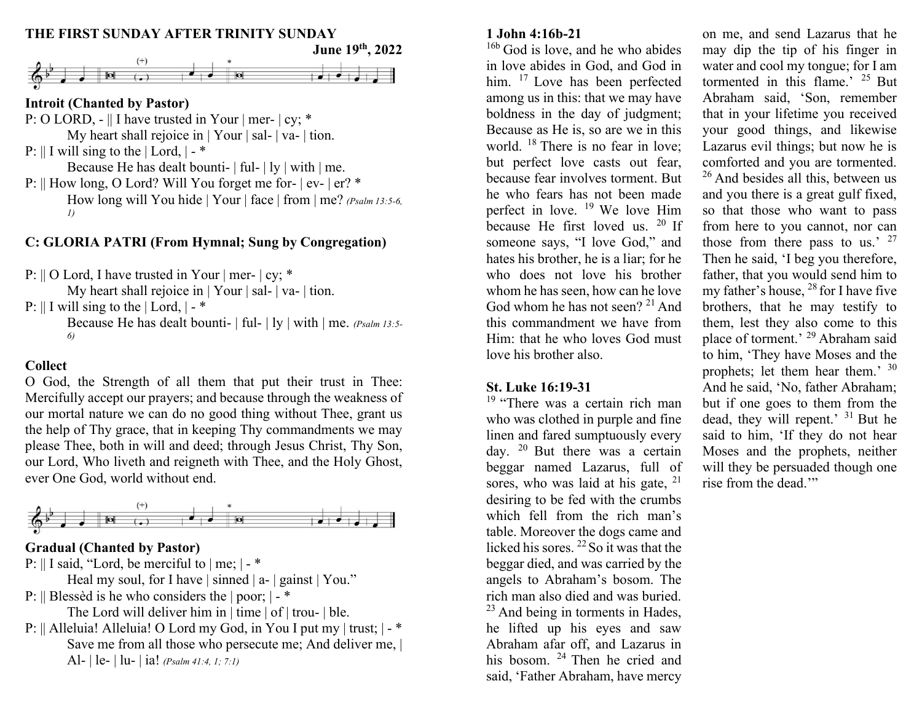# THE FIRST SUNDAY AFTER TRINITY SUNDAY

**June 19th, 2022**

### Introit (Chanted by Pastor)

P: O LORD, - || I have trusted in Your | mer- | cy; *
    My heart shall rejoice in | Your | sal- | va- | tion.
P: || I will sing to the | Lord, | - *
    Because He has dealt bounti- | ful- | ly | with | me.
P: || How long, O Lord? Will You forget me for- | ev- | er? *
    How long will You hide | Your | face | from | me? *(Psalm 13:5-6, 1)*

### C: GLORIA PATRI (From Hymnal; Sung by Congregation)

P: || O Lord, I have trusted in Your | mer- | cy; *
    My heart shall rejoice in | Your | sal- | va- | tion.
P: || I will sing to the | Lord, | - *
    Because He has dealt bounti- | ful- | ly | with | me. *(Psalm 13:5-6)*

### Collect

O God, the Strength of all them that put their trust in Thee: Mercifully accept our prayers; and because through the weakness of our mortal nature we can do no good thing without Thee, grant us the help of Thy grace, that in keeping Thy commandments we may please Thee, both in will and deed; through Jesus Christ, Thy Son, our Lord, Who liveth and reigneth with Thee, and the Holy Ghost, ever One God, world without end.

### Gradual (Chanted by Pastor)

P: || I said, "Lord, be merciful to | me; | - *
    Heal my soul, for I have | sinned | a- | gainst | You."
P: || Blessèd is he who considers the | poor; | - *
    The Lord will deliver him in | time | of | trou- | ble.
P: || Alleluia! Alleluia! O Lord my God, in You I put my | trust; | - *
    Save me from all those who persecute me; And deliver me, | Al- | le- | lu- | ia! *(Psalm 41:4, 1; 7:1)*

### 1 John 4:16b-21

16b God is love, and he who abides in love abides in God, and God in him. 17 Love has been perfected among us in this: that we may have boldness in the day of judgment; Because as He is, so are we in this world. 18 There is no fear in love; but perfect love casts out fear, because fear involves torment. But he who fears has not been made perfect in love. 19 We love Him because He first loved us. 20 If someone says, "I love God," and hates his brother, he is a liar; for he who does not love his brother whom he has seen, how can he love God whom he has not seen? 21 And this commandment we have from Him: that he who loves God must love his brother also.

### St. Luke 16:19-31

19 "There was a certain rich man who was clothed in purple and fine linen and fared sumptuously every day. 20 But there was a certain beggar named Lazarus, full of sores, who was laid at his gate, 21 desiring to be fed with the crumbs which fell from the rich man's table. Moreover the dogs came and licked his sores. 22 So it was that the beggar died, and was carried by the angels to Abraham's bosom. The rich man also died and was buried. 23 And being in torments in Hades, he lifted up his eyes and saw Abraham afar off, and Lazarus in his bosom. 24 Then he cried and said, 'Father Abraham, have mercy on me, and send Lazarus that he may dip the tip of his finger in water and cool my tongue; for I am tormented in this flame.' 25 But Abraham said, 'Son, remember that in your lifetime you received your good things, and likewise Lazarus evil things; but now he is comforted and you are tormented. 26 And besides all this, between us and you there is a great gulf fixed, so that those who want to pass from here to you cannot, nor can those from there pass to us.' 27 Then he said, 'I beg you therefore, father, that you would send him to my father's house, 28 for I have five brothers, that he may testify to them, lest they also come to this place of torment.' 29 Abraham said to him, 'They have Moses and the prophets; let them hear them.' 30 And he said, 'No, father Abraham; but if one goes to them from the dead, they will repent.' 31 But he said to him, 'If they do not hear Moses and the prophets, neither will they be persuaded though one rise from the dead.'"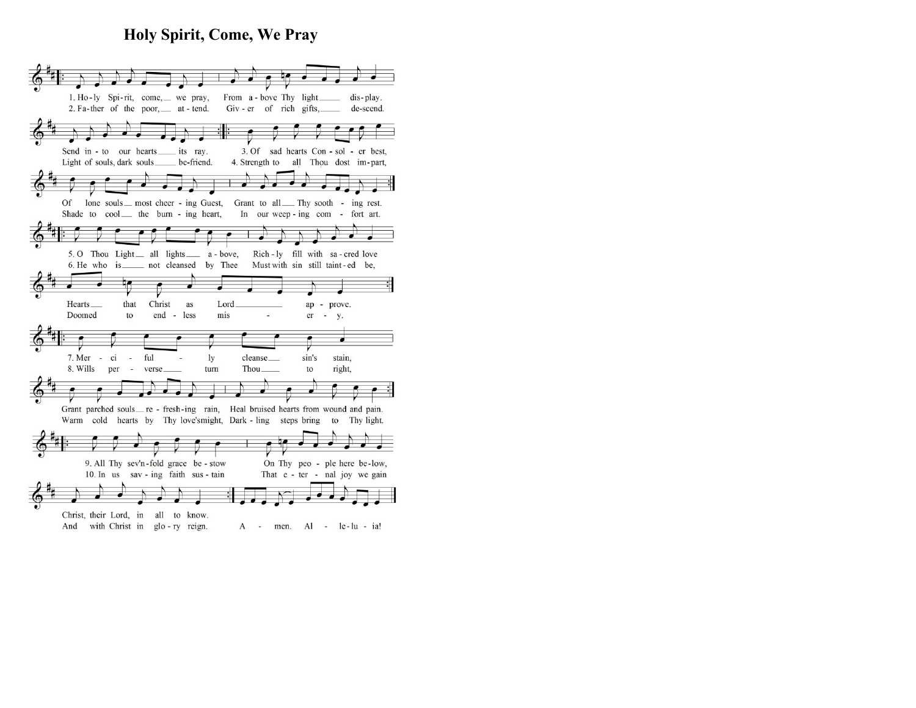# Holy Spirit, Come, We Pray

1. Ho-ly Spi-rit, come, we pray, From a-bove Thy light dis-play.
Send in-to our hearts its ray.

2. Fa-ther of the poor, at-tend. Giv-er of rich gifts, de-scend.
Light of souls, dark souls be-friend.

3. Of sad hearts Con-sol-er best, Of lone souls most cheer-ing Guest, Grant to all Thy sooth-ing rest.

4. Strength to all Thou dost im-part, Shade to cool the burn-ing heart, In our weep-ing com-fort art.

5. O Thou Light all lights a-bove, Rich-ly fill with sa-cred love Hearts that Christ as Lord ap-prove.

6. He who is not cleansed by Thee Must with sin still taint-ed be, Doomed to end-less mis-er-y.

7. Mer-ci-ful-ly cleanse sin's stain, Grant parched souls re-fresh-ing rain, Heal bruised hearts from wound and pain.

8. Wills per-verse turn Thou to right, Warm cold hearts by Thy love's might, Dark-ling steps bring to Thy light.

9. All Thy sev'n-fold grace be-stow On Thy peo-ple here be-low, Christ, their Lord, in all to know.

10. In us sav-ing faith sus-tain That e-ter-nal joy we gain And with Christ in glo-ry reign.

A-men. Al-le-lu-ia!